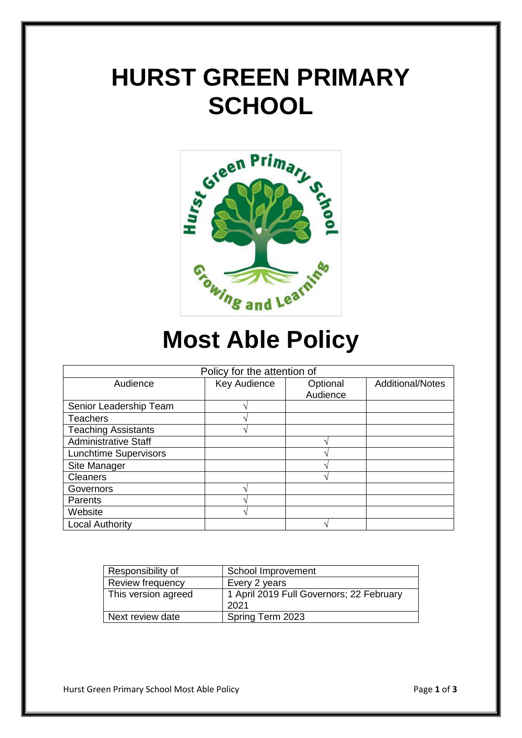# HURST GREEN PRIMARY SCHOOL

# Most Able Policy

| Policy for the attention of | | | |
|---|---|---|---|
| Audience | Key Audience | Optional Audience | Additional/Notes |
| Senior Leadership Team | √ | | |
| Teachers | √ | | |
| Teaching Assistants | √ | | |
| Administrative Staff | | √ | |
| Lunchtime Supervisors | | √ | |
| Site Manager | | √ | |
| Cleaners | | √ | |
| Governors | √ | | |
| Parents | √ | | |
| Website | √ | | |
| Local Authority | | √ | |

| Responsibility of | School Improvement |
|---|---|
| Review frequency | Every 2 years |
| This version agreed | 1 April 2019 Full Governors; 22 February 2021 |
| Next review date | Spring Term 2023 |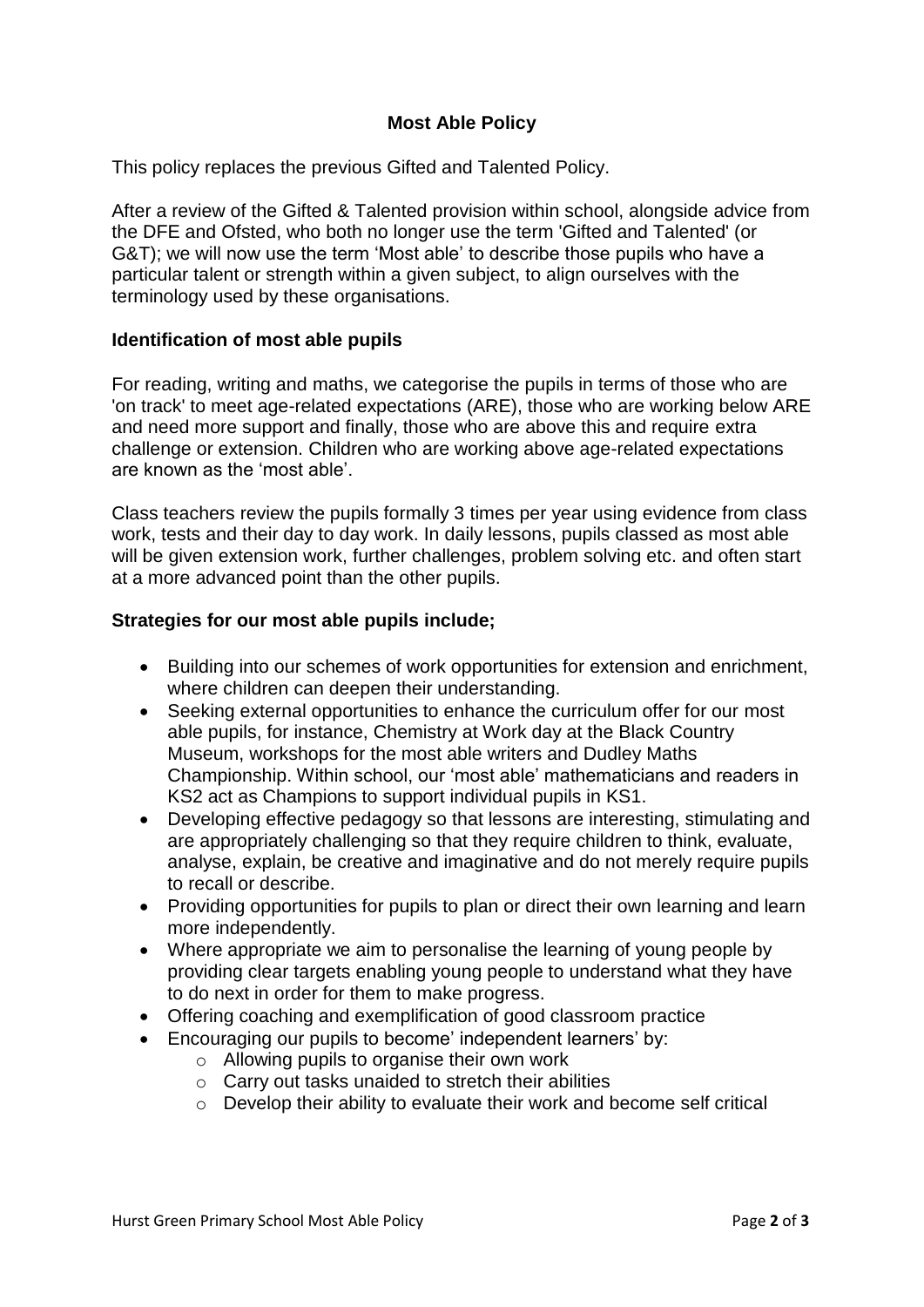## Most Able Policy

This policy replaces the previous Gifted and Talented Policy.

After a review of the Gifted & Talented provision within school, alongside advice from the DFE and Ofsted, who both no longer use the term 'Gifted and Talented' (or G&T); we will now use the term 'Most able' to describe those pupils who have a particular talent or strength within a given subject, to align ourselves with the terminology used by these organisations.

### Identification of most able pupils

For reading, writing and maths, we categorise the pupils in terms of those who are 'on track' to meet age-related expectations (ARE), those who are working below ARE and need more support and finally, those who are above this and require extra challenge or extension. Children who are working above age-related expectations are known as the 'most able'.

Class teachers review the pupils formally 3 times per year using evidence from class work, tests and their day to day work. In daily lessons, pupils classed as most able will be given extension work, further challenges, problem solving etc. and often start at a more advanced point than the other pupils.

### Strategies for our most able pupils include;

- Building into our schemes of work opportunities for extension and enrichment, where children can deepen their understanding.
- Seeking external opportunities to enhance the curriculum offer for our most able pupils, for instance, Chemistry at Work day at the Black Country Museum, workshops for the most able writers and Dudley Maths Championship. Within school, our 'most able' mathematicians and readers in KS2 act as Champions to support individual pupils in KS1.
- Developing effective pedagogy so that lessons are interesting, stimulating and are appropriately challenging so that they require children to think, evaluate, analyse, explain, be creative and imaginative and do not merely require pupils to recall or describe.
- Providing opportunities for pupils to plan or direct their own learning and learn more independently.
- Where appropriate we aim to personalise the learning of young people by providing clear targets enabling young people to understand what they have to do next in order for them to make progress.
- Offering coaching and exemplification of good classroom practice
- Encouraging our pupils to become' independent learners' by:
  - Allowing pupils to organise their own work
  - Carry out tasks unaided to stretch their abilities
  - Develop their ability to evaluate their work and become self critical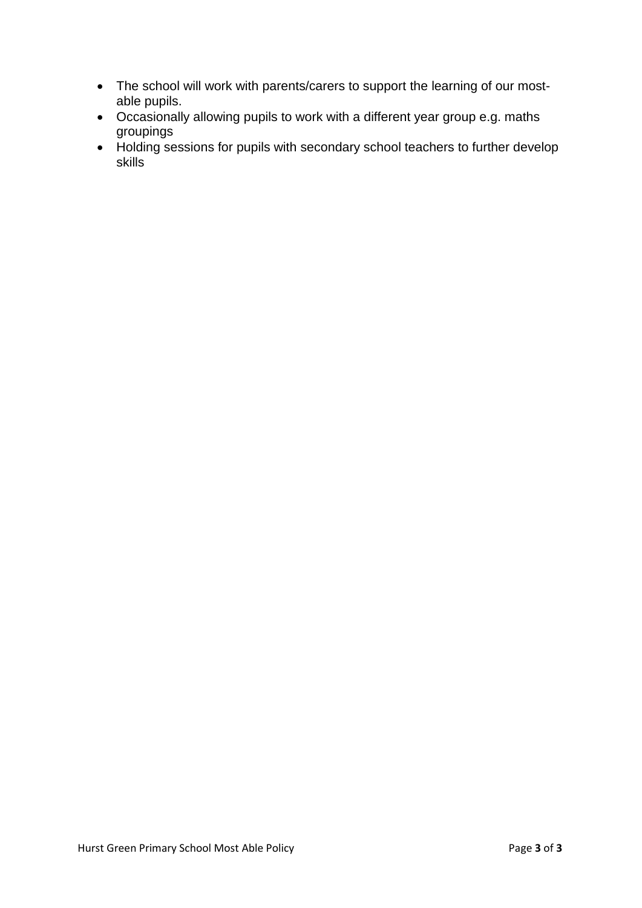- The school will work with parents/carers to support the learning of our most-able pupils.
- Occasionally allowing pupils to work with a different year group e.g. maths groupings
- Holding sessions for pupils with secondary school teachers to further develop skills